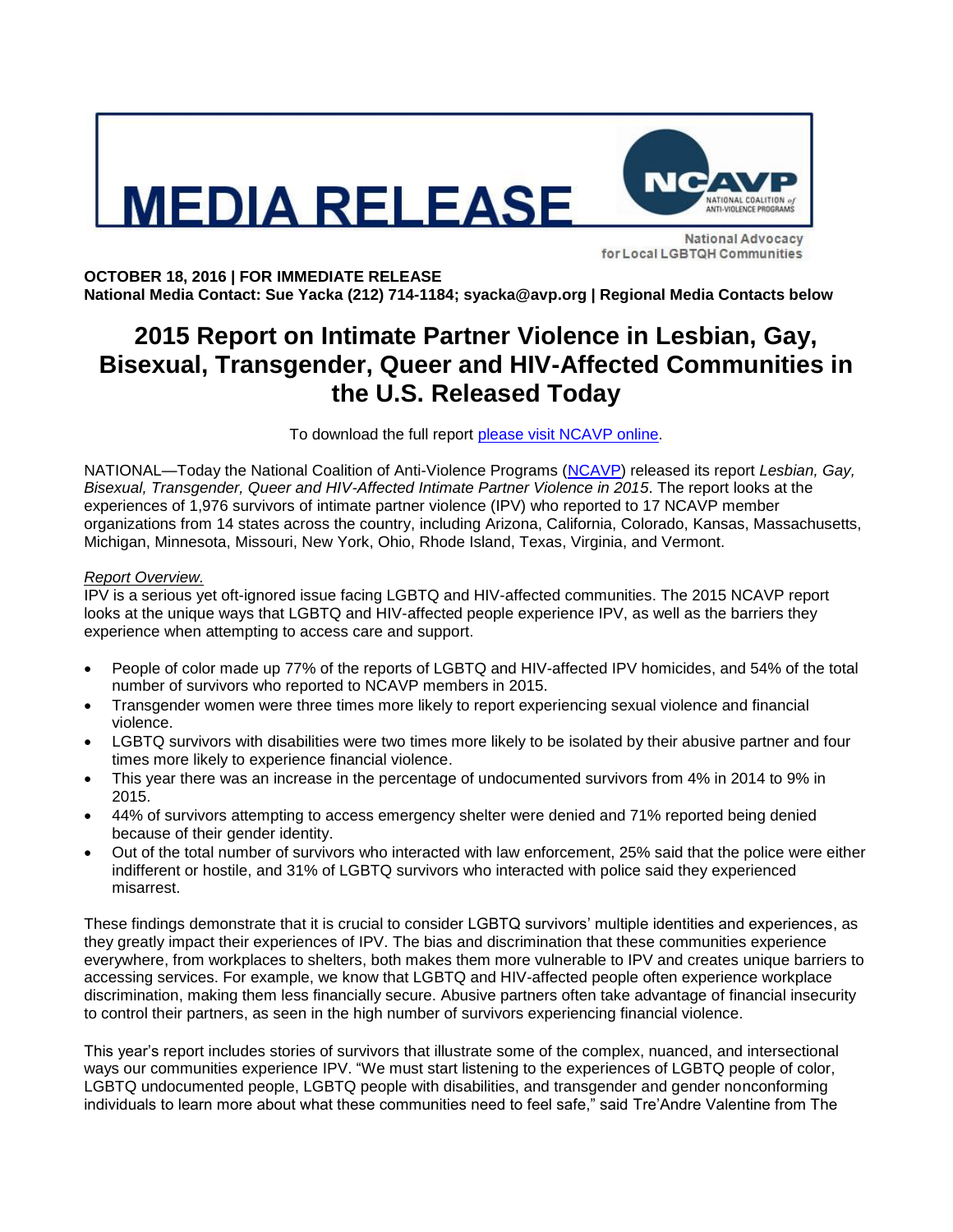# MEDIA RELEASE

NCAVP
NATIONAL COALITION of ANTI-VIOLENCE PROGRAMS

National Advocacy for Local LGBTQH Communities

**OCTOBER 18, 2016 | FOR IMMEDIATE RELEASE**
**National Media Contact: Sue Yacka (212) 714-1184; syacka@avp.org | Regional Media Contacts below**

## 2015 Report on Intimate Partner Violence in Lesbian, Gay, Bisexual, Transgender, Queer and HIV-Affected Communities in the U.S. Released Today

To download the full report [please visit NCAVP online](please visit NCAVP online).

NATIONAL—Today the National Coalition of Anti-Violence Programs ([NCAVP](NCAVP)) released its report *Lesbian, Gay, Bisexual, Transgender, Queer and HIV-Affected Intimate Partner Violence in 2015*. The report looks at the experiences of 1,976 survivors of intimate partner violence (IPV) who reported to 17 NCAVP member organizations from 14 states across the country, including Arizona, California, Colorado, Kansas, Massachusetts, Michigan, Minnesota, Missouri, New York, Ohio, Rhode Island, Texas, Virginia, and Vermont.

*Report Overview.*
IPV is a serious yet oft-ignored issue facing LGBTQ and HIV-affected communities. The 2015 NCAVP report looks at the unique ways that LGBTQ and HIV-affected people experience IPV, as well as the barriers they experience when attempting to access care and support.

- People of color made up 77% of the reports of LGBTQ and HIV-affected IPV homicides, and 54% of the total number of survivors who reported to NCAVP members in 2015.
- Transgender women were three times more likely to report experiencing sexual violence and financial violence.
- LGBTQ survivors with disabilities were two times more likely to be isolated by their abusive partner and four times more likely to experience financial violence.
- This year there was an increase in the percentage of undocumented survivors from 4% in 2014 to 9% in 2015.
- 44% of survivors attempting to access emergency shelter were denied and 71% reported being denied because of their gender identity.
- Out of the total number of survivors who interacted with law enforcement, 25% said that the police were either indifferent or hostile, and 31% of LGBTQ survivors who interacted with police said they experienced misarrest.

These findings demonstrate that it is crucial to consider LGBTQ survivors' multiple identities and experiences, as they greatly impact their experiences of IPV. The bias and discrimination that these communities experience everywhere, from workplaces to shelters, both makes them more vulnerable to IPV and creates unique barriers to accessing services. For example, we know that LGBTQ and HIV-affected people often experience workplace discrimination, making them less financially secure. Abusive partners often take advantage of financial insecurity to control their partners, as seen in the high number of survivors experiencing financial violence.

This year's report includes stories of survivors that illustrate some of the complex, nuanced, and intersectional ways our communities experience IPV. "We must start listening to the experiences of LGBTQ people of color, LGBTQ undocumented people, LGBTQ people with disabilities, and transgender and gender nonconforming individuals to learn more about what these communities need to feel safe," said Tre'Andre Valentine from The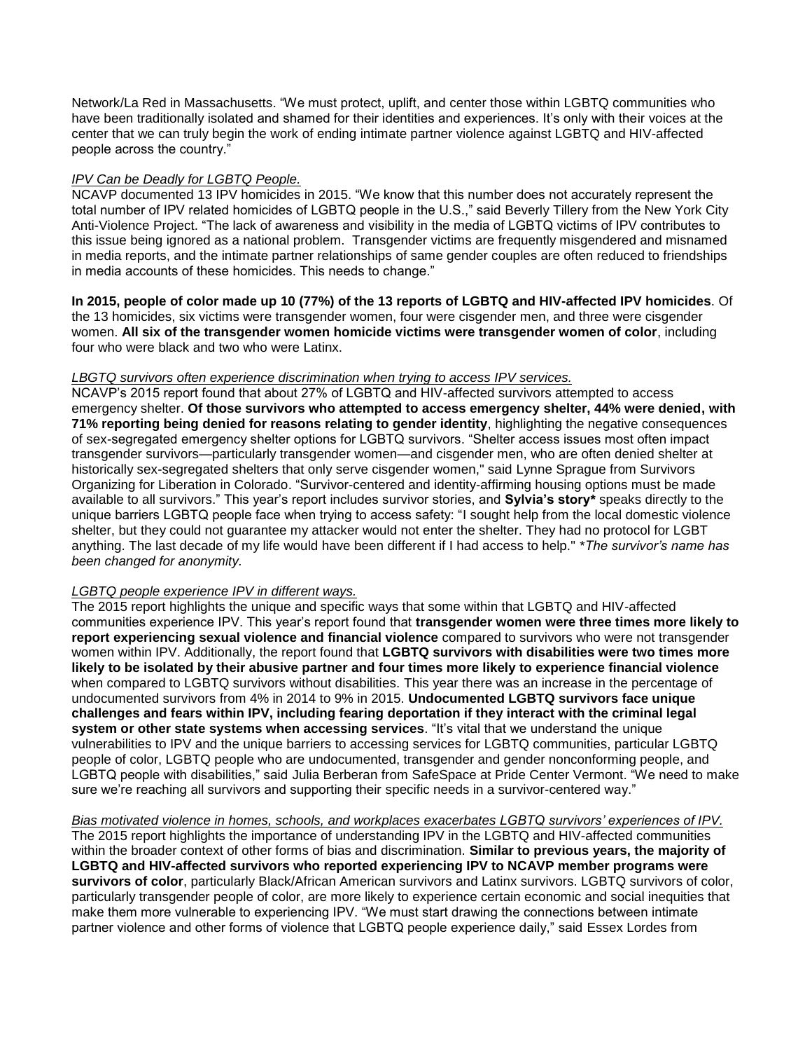Network/La Red in Massachusetts. "We must protect, uplift, and center those within LGBTQ communities who have been traditionally isolated and shamed for their identities and experiences. It's only with their voices at the center that we can truly begin the work of ending intimate partner violence against LGBTQ and HIV-affected people across the country."

*IPV Can be Deadly for LGBTQ People.*

NCAVP documented 13 IPV homicides in 2015. "We know that this number does not accurately represent the total number of IPV related homicides of LGBTQ people in the U.S.," said Beverly Tillery from the New York City Anti-Violence Project. "The lack of awareness and visibility in the media of LGBTQ victims of IPV contributes to this issue being ignored as a national problem. Transgender victims are frequently misgendered and misnamed in media reports, and the intimate partner relationships of same gender couples are often reduced to friendships in media accounts of these homicides. This needs to change."

**In 2015, people of color made up 10 (77%) of the 13 reports of LGBTQ and HIV-affected IPV homicides**. Of the 13 homicides, six victims were transgender women, four were cisgender men, and three were cisgender women. **All six of the transgender women homicide victims were transgender women of color**, including four who were black and two who were Latinx.

*LBGTQ survivors often experience discrimination when trying to access IPV services.*

NCAVP's 2015 report found that about 27% of LGBTQ and HIV-affected survivors attempted to access emergency shelter. **Of those survivors who attempted to access emergency shelter, 44% were denied, with 71% reporting being denied for reasons relating to gender identity**, highlighting the negative consequences of sex-segregated emergency shelter options for LGBTQ survivors. "Shelter access issues most often impact transgender survivors—particularly transgender women—and cisgender men, who are often denied shelter at historically sex-segregated shelters that only serve cisgender women," said Lynne Sprague from Survivors Organizing for Liberation in Colorado. "Survivor-centered and identity-affirming housing options must be made available to all survivors." This year's report includes survivor stories, and **Sylvia's story*** speaks directly to the unique barriers LGBTQ people face when trying to access safety: "I sought help from the local domestic violence shelter, but they could not guarantee my attacker would not enter the shelter. They had no protocol for LGBT anything. The last decade of my life would have been different if I had access to help." **The survivor's name has been changed for anonymity.*

*LGBTQ people experience IPV in different ways.*

The 2015 report highlights the unique and specific ways that some within that LGBTQ and HIV-affected communities experience IPV. This year's report found that **transgender women were three times more likely to report experiencing sexual violence and financial violence** compared to survivors who were not transgender women within IPV. Additionally, the report found that **LGBTQ survivors with disabilities were two times more likely to be isolated by their abusive partner and four times more likely to experience financial violence** when compared to LGBTQ survivors without disabilities. This year there was an increase in the percentage of undocumented survivors from 4% in 2014 to 9% in 2015. **Undocumented LGBTQ survivors face unique challenges and fears within IPV, including fearing deportation if they interact with the criminal legal system or other state systems when accessing services**. "It's vital that we understand the unique vulnerabilities to IPV and the unique barriers to accessing services for LGBTQ communities, particular LGBTQ people of color, LGBTQ people who are undocumented, transgender and gender nonconforming people, and LGBTQ people with disabilities," said Julia Berberan from SafeSpace at Pride Center Vermont. "We need to make sure we're reaching all survivors and supporting their specific needs in a survivor-centered way."

*Bias motivated violence in homes, schools, and workplaces exacerbates LGBTQ survivors' experiences of IPV.*

The 2015 report highlights the importance of understanding IPV in the LGBTQ and HIV-affected communities within the broader context of other forms of bias and discrimination. **Similar to previous years, the majority of LGBTQ and HIV-affected survivors who reported experiencing IPV to NCAVP member programs were survivors of color**, particularly Black/African American survivors and Latinx survivors. LGBTQ survivors of color, particularly transgender people of color, are more likely to experience certain economic and social inequities that make them more vulnerable to experiencing IPV. "We must start drawing the connections between intimate partner violence and other forms of violence that LGBTQ people experience daily," said Essex Lordes from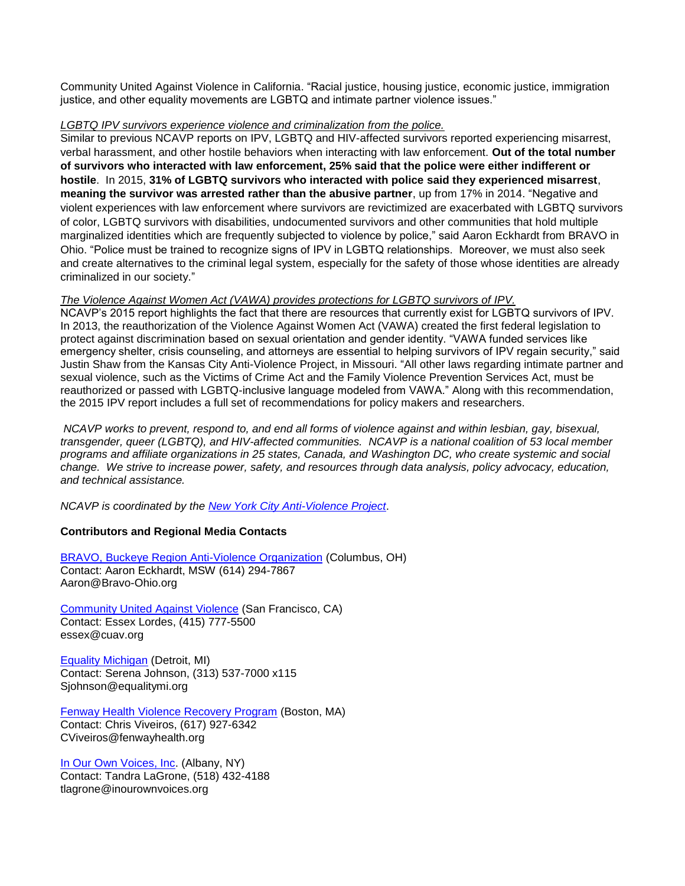Community United Against Violence in California. "Racial justice, housing justice, economic justice, immigration justice, and other equality movements are LGBTQ and intimate partner violence issues."

*LGBTQ IPV survivors experience violence and criminalization from the police.*

Similar to previous NCAVP reports on IPV, LGBTQ and HIV-affected survivors reported experiencing misarrest, verbal harassment, and other hostile behaviors when interacting with law enforcement. **Out of the total number of survivors who interacted with law enforcement, 25% said that the police were either indifferent or hostile**. In 2015, **31% of LGBTQ survivors who interacted with police said they experienced misarrest**, **meaning the survivor was arrested rather than the abusive partner**, up from 17% in 2014. "Negative and violent experiences with law enforcement where survivors are revictimized are exacerbated with LGBTQ survivors of color, LGBTQ survivors with disabilities, undocumented survivors and other communities that hold multiple marginalized identities which are frequently subjected to violence by police," said Aaron Eckhardt from BRAVO in Ohio. "Police must be trained to recognize signs of IPV in LGBTQ relationships. Moreover, we must also seek and create alternatives to the criminal legal system, especially for the safety of those whose identities are already criminalized in our society."

*The Violence Against Women Act (VAWA) provides protections for LGBTQ survivors of IPV.*

NCAVP's 2015 report highlights the fact that there are resources that currently exist for LGBTQ survivors of IPV. In 2013, the reauthorization of the Violence Against Women Act (VAWA) created the first federal legislation to protect against discrimination based on sexual orientation and gender identity. "VAWA funded services like emergency shelter, crisis counseling, and attorneys are essential to helping survivors of IPV regain security," said Justin Shaw from the Kansas City Anti-Violence Project, in Missouri. "All other laws regarding intimate partner and sexual violence, such as the Victims of Crime Act and the Family Violence Prevention Services Act, must be reauthorized or passed with LGBTQ-inclusive language modeled from VAWA." Along with this recommendation, the 2015 IPV report includes a full set of recommendations for policy makers and researchers.

*NCAVP works to prevent, respond to, and end all forms of violence against and within lesbian, gay, bisexual, transgender, queer (LGBTQ), and HIV-affected communities. NCAVP is a national coalition of 53 local member programs and affiliate organizations in 25 states, Canada, and Washington DC, who create systemic and social change. We strive to increase power, safety, and resources through data analysis, policy advocacy, education, and technical assistance.*

*NCAVP is coordinated by the New York City Anti-Violence Project.*

**Contributors and Regional Media Contacts**

BRAVO, Buckeye Region Anti-Violence Organization (Columbus, OH)
Contact: Aaron Eckhardt, MSW (614) 294-7867
Aaron@Bravo-Ohio.org

Community United Against Violence (San Francisco, CA)
Contact: Essex Lordes, (415) 777-5500
essex@cuav.org

Equality Michigan (Detroit, MI)
Contact: Serena Johnson, (313) 537-7000 x115
Sjohnson@equalitymi.org

Fenway Health Violence Recovery Program (Boston, MA)
Contact: Chris Viveiros, (617) 927-6342
CViveiros@fenwayhealth.org

In Our Own Voices, Inc. (Albany, NY)
Contact: Tandra LaGrone, (518) 432-4188
tlagrone@inourownvoices.org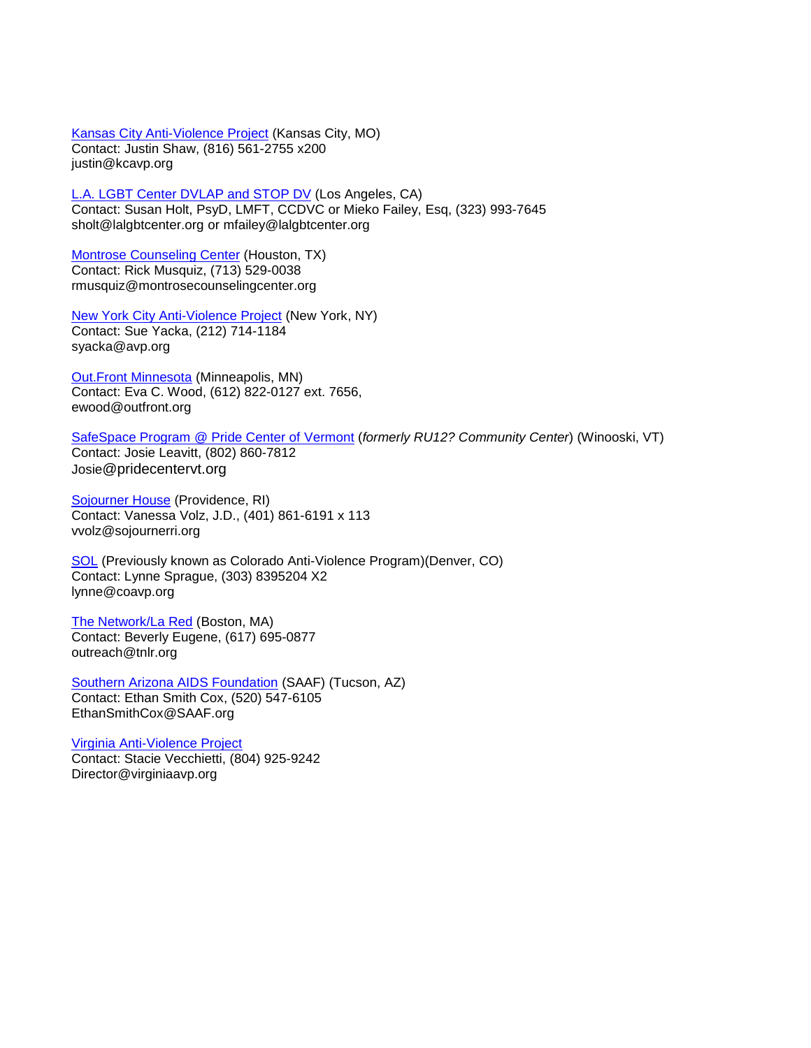Kansas City Anti-Violence Project (Kansas City, MO)
Contact: Justin Shaw, (816) 561-2755 x200
justin@kcavp.org

L.A. LGBT Center DVLAP and STOP DV (Los Angeles, CA)
Contact: Susan Holt, PsyD, LMFT, CCDVC or Mieko Failey, Esq, (323) 993-7645
sholt@lalgbtcenter.org or mfailey@lalgbtcenter.org

Montrose Counseling Center (Houston, TX)
Contact: Rick Musquiz, (713) 529-0038
rmusquiz@montrosecounselingcenter.org

New York City Anti-Violence Project (New York, NY)
Contact: Sue Yacka, (212) 714-1184
syacka@avp.org

Out.Front Minnesota (Minneapolis, MN)
Contact: Eva C. Wood, (612) 822-0127 ext. 7656,
ewood@outfront.org

SafeSpace Program @ Pride Center of Vermont (*formerly RU12? Community Center*) (Winooski, VT)
Contact: Josie Leavitt, (802) 860-7812
Josie@pridecentervt.org

Sojourner House (Providence, RI)
Contact: Vanessa Volz, J.D., (401) 861-6191 x 113
vvolz@sojournerri.org

SOL (Previously known as Colorado Anti-Violence Program)(Denver, CO)
Contact: Lynne Sprague, (303) 8395204 X2
lynne@coavp.org

The Network/La Red (Boston, MA)
Contact: Beverly Eugene, (617) 695-0877
outreach@tnlr.org

Southern Arizona AIDS Foundation (SAAF) (Tucson, AZ)
Contact: Ethan Smith Cox, (520) 547-6105
EthanSmithCox@SAAF.org

Virginia Anti-Violence Project
Contact: Stacie Vecchietti, (804) 925-9242
Director@virginiaavp.org